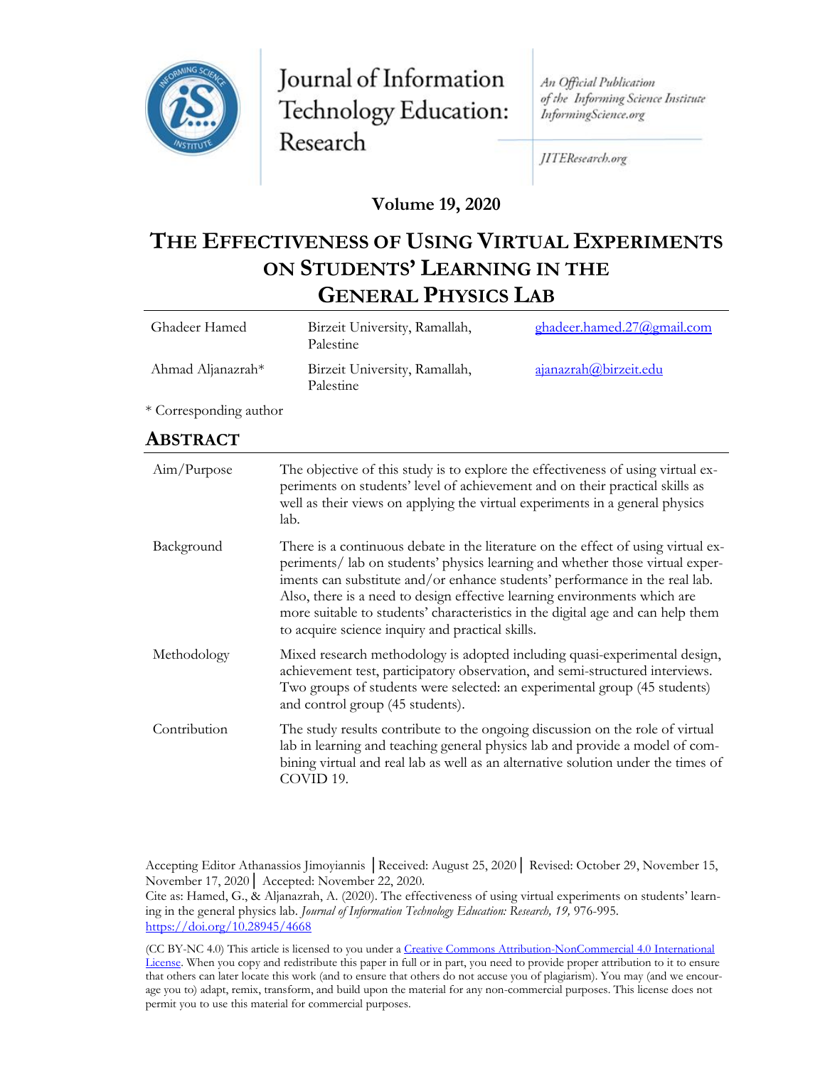Journal of Information Technology Education: Research

An Official Publication of the Informing Science Institute InformingScience.org

JITEResearch.org

**Volume 19, 2020**

# THE EFFECTIVENESS OF USING VIRTUAL EXPERIMENTS ON STUDENTS' LEARNING IN THE GENERAL PHYSICS LAB

| | | |
|---|---|---|
| Ghadeer Hamed | Birzeit University, Ramallah, Palestine | ghadeer.hamed.27@gmail.com |
| Ahmad Aljanazrah* | Birzeit University, Ramallah, Palestine | ajanazrah@birzeit.edu |

\* Corresponding author

## ABSTRACT

| | |
|---|---|
| Aim/Purpose | The objective of this study is to explore the effectiveness of using virtual experiments on students' level of achievement and on their practical skills as well as their views on applying the virtual experiments in a general physics lab. |
| Background | There is a continuous debate in the literature on the effect of using virtual experiments/ lab on students' physics learning and whether those virtual experiments can substitute and/or enhance students' performance in the real lab. Also, there is a need to design effective learning environments which are more suitable to students' characteristics in the digital age and can help them to acquire science inquiry and practical skills. |
| Methodology | Mixed research methodology is adopted including quasi-experimental design, achievement test, participatory observation, and semi-structured interviews. Two groups of students were selected: an experimental group (45 students) and control group (45 students). |
| Contribution | The study results contribute to the ongoing discussion on the role of virtual lab in learning and teaching general physics lab and provide a model of combining virtual and real lab as well as an alternative solution under the times of COVID 19. |

Accepting Editor Athanassios Jimoyiannis │Received: August 25, 2020│ Revised: October 29, November 15, November 17, 2020│ Accepted: November 22, 2020.

Cite as: Hamed, G., & Aljanazrah, A. (2020). The effectiveness of using virtual experiments on students' learning in the general physics lab. *Journal of Information Technology Education: Research, 19,* 976-995. https://doi.org/10.28945/4668

(CC BY-NC 4.0) This article is licensed to you under a Creative Commons Attribution-NonCommercial 4.0 International License. When you copy and redistribute this paper in full or in part, you need to provide proper attribution to it to ensure that others can later locate this work (and to ensure that others do not accuse you of plagiarism). You may (and we encourage you to) adapt, remix, transform, and build upon the material for any non-commercial purposes. This license does not permit you to use this material for commercial purposes.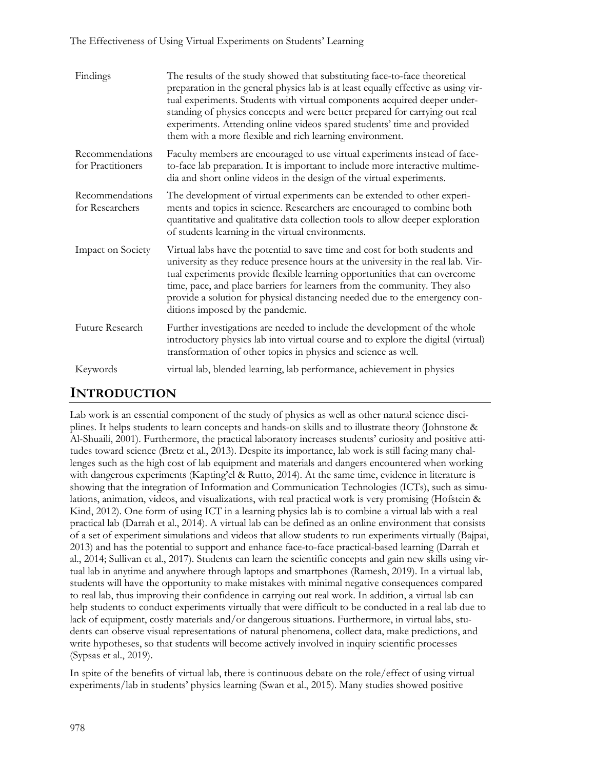| | |
|---|---|
| Findings | The results of the study showed that substituting face-to-face theoretical preparation in the general physics lab is at least equally effective as using virtual experiments. Students with virtual components acquired deeper understanding of physics concepts and were better prepared for carrying out real experiments. Attending online videos spared students' time and provided them with a more flexible and rich learning environment. |
| Recommendations for Practitioners | Faculty members are encouraged to use virtual experiments instead of face-to-face lab preparation. It is important to include more interactive multimedia and short online videos in the design of the virtual experiments. |
| Recommendations for Researchers | The development of virtual experiments can be extended to other experiments and topics in science. Researchers are encouraged to combine both quantitative and qualitative data collection tools to allow deeper exploration of students learning in the virtual environments. |
| Impact on Society | Virtual labs have the potential to save time and cost for both students and university as they reduce presence hours at the university in the real lab. Virtual experiments provide flexible learning opportunities that can overcome time, pace, and place barriers for learners from the community. They also provide a solution for physical distancing needed due to the emergency conditions imposed by the pandemic. |
| Future Research | Further investigations are needed to include the development of the whole introductory physics lab into virtual course and to explore the digital (virtual) transformation of other topics in physics and science as well. |
| Keywords | virtual lab, blended learning, lab performance, achievement in physics |

# INTRODUCTION

Lab work is an essential component of the study of physics as well as other natural science disciplines. It helps students to learn concepts and hands-on skills and to illustrate theory (Johnstone & Al-Shuaili, 2001). Furthermore, the practical laboratory increases students' curiosity and positive attitudes toward science (Bretz et al., 2013). Despite its importance, lab work is still facing many challenges such as the high cost of lab equipment and materials and dangers encountered when working with dangerous experiments (Kapting'el & Rutto, 2014). At the same time, evidence in literature is showing that the integration of Information and Communication Technologies (ICTs), such as simulations, animation, videos, and visualizations, with real practical work is very promising (Hofstein & Kind, 2012). One form of using ICT in a learning physics lab is to combine a virtual lab with a real practical lab (Darrah et al., 2014). A virtual lab can be defined as an online environment that consists of a set of experiment simulations and videos that allow students to run experiments virtually (Bajpai, 2013) and has the potential to support and enhance face-to-face practical-based learning (Darrah et al., 2014; Sullivan et al., 2017). Students can learn the scientific concepts and gain new skills using virtual lab in anytime and anywhere through laptops and smartphones (Ramesh, 2019). In a virtual lab, students will have the opportunity to make mistakes with minimal negative consequences compared to real lab, thus improving their confidence in carrying out real work. In addition, a virtual lab can help students to conduct experiments virtually that were difficult to be conducted in a real lab due to lack of equipment, costly materials and/or dangerous situations. Furthermore, in virtual labs, students can observe visual representations of natural phenomena, collect data, make predictions, and write hypotheses, so that students will become actively involved in inquiry scientific processes (Sypsas et al., 2019).

In spite of the benefits of virtual lab, there is continuous debate on the role/effect of using virtual experiments/lab in students' physics learning (Swan et al., 2015). Many studies showed positive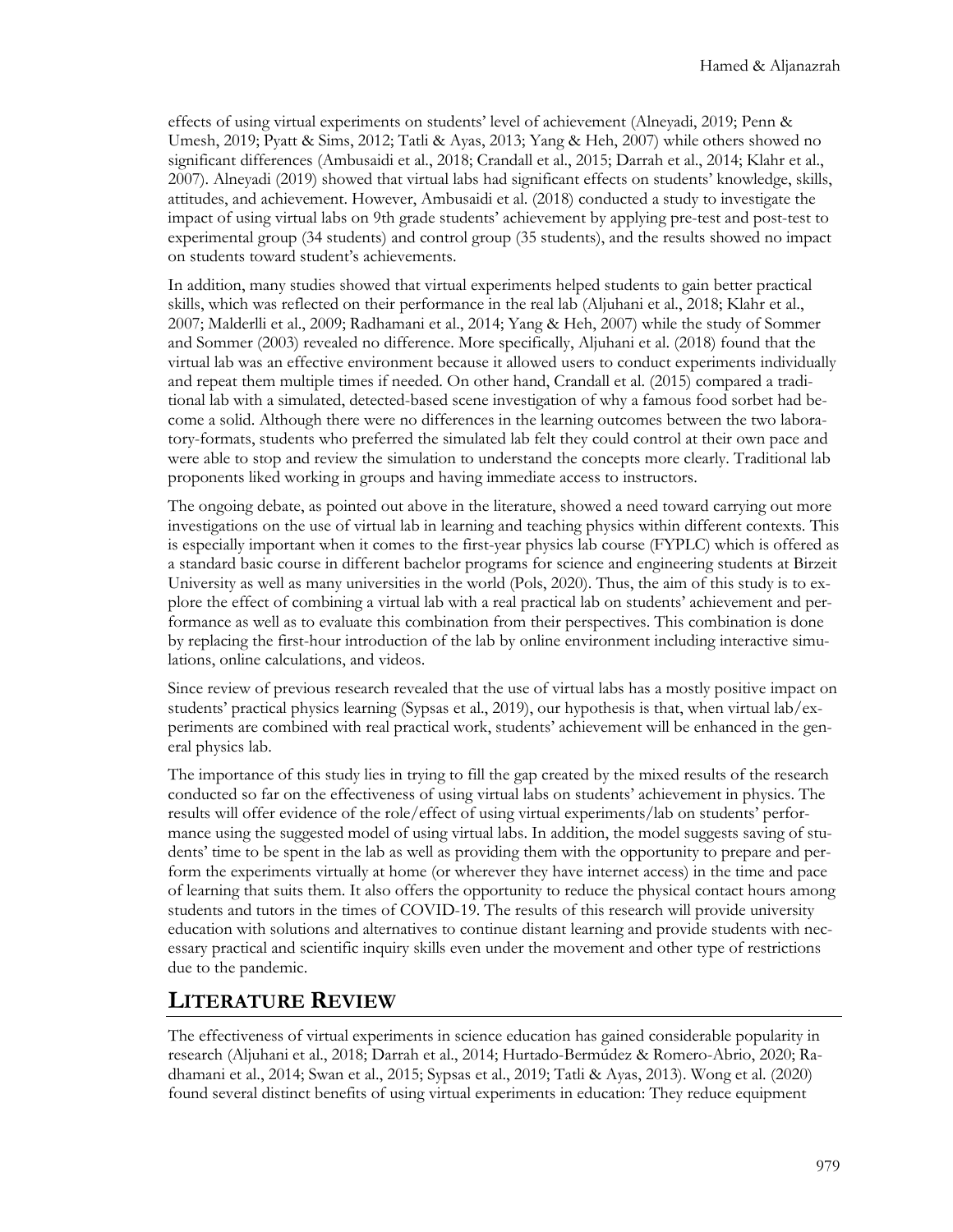effects of using virtual experiments on students' level of achievement (Alneyadi, 2019; Penn & Umesh, 2019; Pyatt & Sims, 2012; Tatli & Ayas, 2013; Yang & Heh, 2007) while others showed no significant differences (Ambusaidi et al., 2018; Crandall et al., 2015; Darrah et al., 2014; Klahr et al., 2007). Alneyadi (2019) showed that virtual labs had significant effects on students' knowledge, skills, attitudes, and achievement. However, Ambusaidi et al. (2018) conducted a study to investigate the impact of using virtual labs on 9th grade students' achievement by applying pre-test and post-test to experimental group (34 students) and control group (35 students), and the results showed no impact on students toward student's achievements.

In addition, many studies showed that virtual experiments helped students to gain better practical skills, which was reflected on their performance in the real lab (Aljuhani et al., 2018; Klahr et al., 2007; Malderlli et al., 2009; Radhamani et al., 2014; Yang & Heh, 2007) while the study of Sommer and Sommer (2003) revealed no difference. More specifically, Aljuhani et al. (2018) found that the virtual lab was an effective environment because it allowed users to conduct experiments individually and repeat them multiple times if needed. On other hand, Crandall et al. (2015) compared a traditional lab with a simulated, detected-based scene investigation of why a famous food sorbet had become a solid. Although there were no differences in the learning outcomes between the two laboratory-formats, students who preferred the simulated lab felt they could control at their own pace and were able to stop and review the simulation to understand the concepts more clearly. Traditional lab proponents liked working in groups and having immediate access to instructors.

The ongoing debate, as pointed out above in the literature, showed a need toward carrying out more investigations on the use of virtual lab in learning and teaching physics within different contexts. This is especially important when it comes to the first-year physics lab course (FYPLC) which is offered as a standard basic course in different bachelor programs for science and engineering students at Birzeit University as well as many universities in the world (Pols, 2020). Thus, the aim of this study is to explore the effect of combining a virtual lab with a real practical lab on students' achievement and performance as well as to evaluate this combination from their perspectives. This combination is done by replacing the first-hour introduction of the lab by online environment including interactive simulations, online calculations, and videos.

Since review of previous research revealed that the use of virtual labs has a mostly positive impact on students' practical physics learning (Sypsas et al., 2019), our hypothesis is that, when virtual lab/experiments are combined with real practical work, students' achievement will be enhanced in the general physics lab.

The importance of this study lies in trying to fill the gap created by the mixed results of the research conducted so far on the effectiveness of using virtual labs on students' achievement in physics. The results will offer evidence of the role/effect of using virtual experiments/lab on students' performance using the suggested model of using virtual labs. In addition, the model suggests saving of students' time to be spent in the lab as well as providing them with the opportunity to prepare and perform the experiments virtually at home (or wherever they have internet access) in the time and pace of learning that suits them. It also offers the opportunity to reduce the physical contact hours among students and tutors in the times of COVID-19. The results of this research will provide university education with solutions and alternatives to continue distant learning and provide students with necessary practical and scientific inquiry skills even under the movement and other type of restrictions due to the pandemic.

## LITERATURE REVIEW

The effectiveness of virtual experiments in science education has gained considerable popularity in research (Aljuhani et al., 2018; Darrah et al., 2014; Hurtado-Bermúdez & Romero-Abrio, 2020; Radhamani et al., 2014; Swan et al., 2015; Sypsas et al., 2019; Tatli & Ayas, 2013). Wong et al. (2020) found several distinct benefits of using virtual experiments in education: They reduce equipment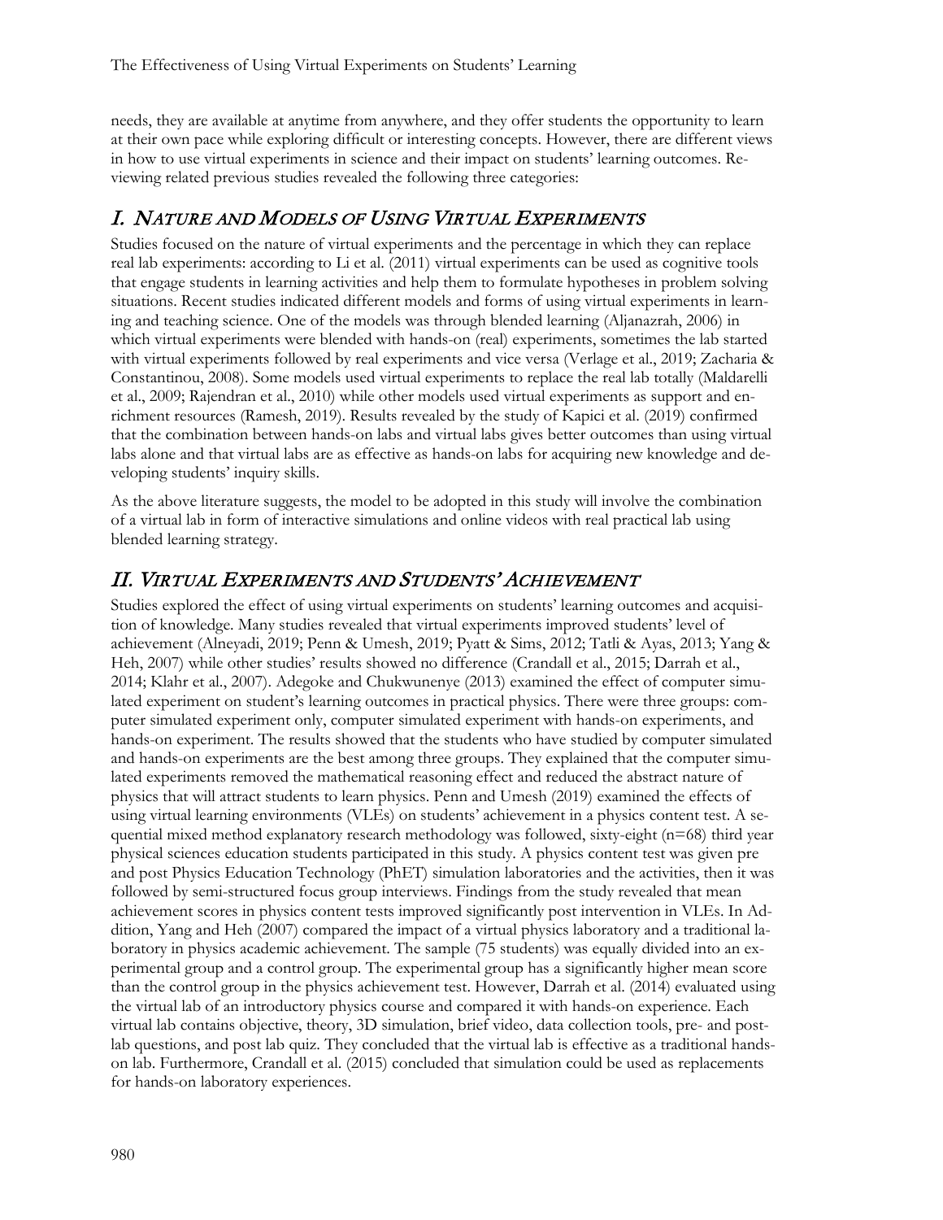needs, they are available at anytime from anywhere, and they offer students the opportunity to learn at their own pace while exploring difficult or interesting concepts. However, there are different views in how to use virtual experiments in science and their impact on students' learning outcomes. Reviewing related previous studies revealed the following three categories:

## I. Nature and Models of Using Virtual Experiments

Studies focused on the nature of virtual experiments and the percentage in which they can replace real lab experiments: according to Li et al. (2011) virtual experiments can be used as cognitive tools that engage students in learning activities and help them to formulate hypotheses in problem solving situations. Recent studies indicated different models and forms of using virtual experiments in learning and teaching science. One of the models was through blended learning (Aljanazrah, 2006) in which virtual experiments were blended with hands-on (real) experiments, sometimes the lab started with virtual experiments followed by real experiments and vice versa (Verlage et al., 2019; Zacharia & Constantinou, 2008). Some models used virtual experiments to replace the real lab totally (Maldarelli et al., 2009; Rajendran et al., 2010) while other models used virtual experiments as support and enrichment resources (Ramesh, 2019). Results revealed by the study of Kapici et al. (2019) confirmed that the combination between hands-on labs and virtual labs gives better outcomes than using virtual labs alone and that virtual labs are as effective as hands-on labs for acquiring new knowledge and developing students' inquiry skills.

As the above literature suggests, the model to be adopted in this study will involve the combination of a virtual lab in form of interactive simulations and online videos with real practical lab using blended learning strategy.

## II. Virtual Experiments and Students' Achievement

Studies explored the effect of using virtual experiments on students' learning outcomes and acquisition of knowledge. Many studies revealed that virtual experiments improved students' level of achievement (Alneyadi, 2019; Penn & Umesh, 2019; Pyatt & Sims, 2012; Tatli & Ayas, 2013; Yang & Heh, 2007) while other studies' results showed no difference (Crandall et al., 2015; Darrah et al., 2014; Klahr et al., 2007). Adegoke and Chukwunenye (2013) examined the effect of computer simulated experiment on student's learning outcomes in practical physics. There were three groups: computer simulated experiment only, computer simulated experiment with hands-on experiments, and hands-on experiment. The results showed that the students who have studied by computer simulated and hands-on experiments are the best among three groups. They explained that the computer simulated experiments removed the mathematical reasoning effect and reduced the abstract nature of physics that will attract students to learn physics. Penn and Umesh (2019) examined the effects of using virtual learning environments (VLEs) on students' achievement in a physics content test. A sequential mixed method explanatory research methodology was followed, sixty-eight (n=68) third year physical sciences education students participated in this study. A physics content test was given pre and post Physics Education Technology (PhET) simulation laboratories and the activities, then it was followed by semi-structured focus group interviews. Findings from the study revealed that mean achievement scores in physics content tests improved significantly post intervention in VLEs. In Addition, Yang and Heh (2007) compared the impact of a virtual physics laboratory and a traditional laboratory in physics academic achievement. The sample (75 students) was equally divided into an experimental group and a control group. The experimental group has a significantly higher mean score than the control group in the physics achievement test. However, Darrah et al. (2014) evaluated using the virtual lab of an introductory physics course and compared it with hands-on experience. Each virtual lab contains objective, theory, 3D simulation, brief video, data collection tools, pre- and post-lab questions, and post lab quiz. They concluded that the virtual lab is effective as a traditional hands-on lab. Furthermore, Crandall et al. (2015) concluded that simulation could be used as replacements for hands-on laboratory experiences.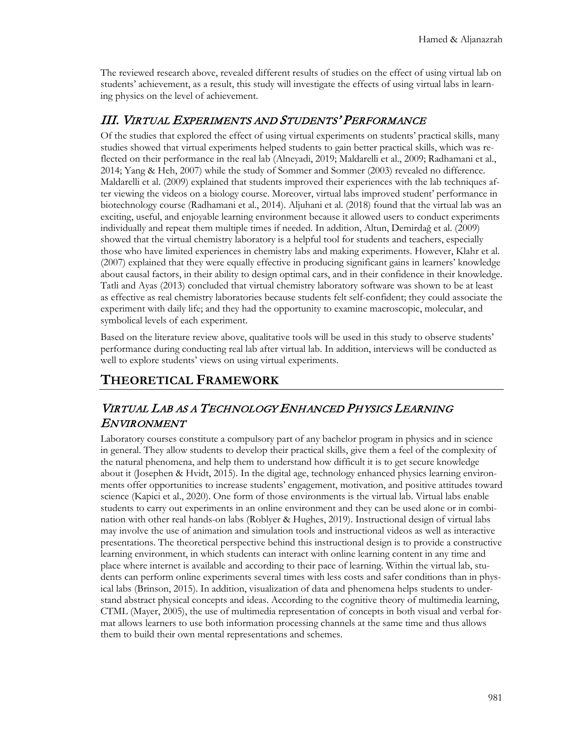The reviewed research above, revealed different results of studies on the effect of using virtual lab on students' achievement, as a result, this study will investigate the effects of using virtual labs in learning physics on the level of achievement.

### *III. Virtual Experiments and Students' Performance*

Of the studies that explored the effect of using virtual experiments on students' practical skills, many studies showed that virtual experiments helped students to gain better practical skills, which was reflected on their performance in the real lab (Alneyadi, 2019; Maldarelli et al., 2009; Radhamani et al., 2014; Yang & Heh, 2007) while the study of Sommer and Sommer (2003) revealed no difference. Maldarelli et al. (2009) explained that students improved their experiences with the lab techniques after viewing the videos on a biology course. Moreover, virtual labs improved student' performance in biotechnology course (Radhamani et al., 2014). Aljuhani et al. (2018) found that the virtual lab was an exciting, useful, and enjoyable learning environment because it allowed users to conduct experiments individually and repeat them multiple times if needed. In addition, Altun, Demirdağ et al. (2009) showed that the virtual chemistry laboratory is a helpful tool for students and teachers, especially those who have limited experiences in chemistry labs and making experiments. However, Klahr et al. (2007) explained that they were equally effective in producing significant gains in learners' knowledge about causal factors, in their ability to design optimal cars, and in their confidence in their knowledge. Tatli and Ayas (2013) concluded that virtual chemistry laboratory software was shown to be at least as effective as real chemistry laboratories because students felt self-confident; they could associate the experiment with daily life; and they had the opportunity to examine macroscopic, molecular, and symbolical levels of each experiment.

Based on the literature review above, qualitative tools will be used in this study to observe students' performance during conducting real lab after virtual lab. In addition, interviews will be conducted as well to explore students' views on using virtual experiments.

## Theoretical Framework

### *Virtual Lab as a Technology Enhanced Physics Learning Environment*

Laboratory courses constitute a compulsory part of any bachelor program in physics and in science in general. They allow students to develop their practical skills, give them a feel of the complexity of the natural phenomena, and help them to understand how difficult it is to get secure knowledge about it (Josephen & Hvidt, 2015). In the digital age, technology enhanced physics learning environments offer opportunities to increase students' engagement, motivation, and positive attitudes toward science (Kapici et al., 2020). One form of those environments is the virtual lab. Virtual labs enable students to carry out experiments in an online environment and they can be used alone or in combination with other real hands-on labs (Roblyer & Hughes, 2019). Instructional design of virtual labs may involve the use of animation and simulation tools and instructional videos as well as interactive presentations. The theoretical perspective behind this instructional design is to provide a constructive learning environment, in which students can interact with online learning content in any time and place where internet is available and according to their pace of learning. Within the virtual lab, students can perform online experiments several times with less costs and safer conditions than in physical labs (Brinson, 2015). In addition, visualization of data and phenomena helps students to understand abstract physical concepts and ideas. According to the cognitive theory of multimedia learning, CTML (Mayer, 2005), the use of multimedia representation of concepts in both visual and verbal format allows learners to use both information processing channels at the same time and thus allows them to build their own mental representations and schemes.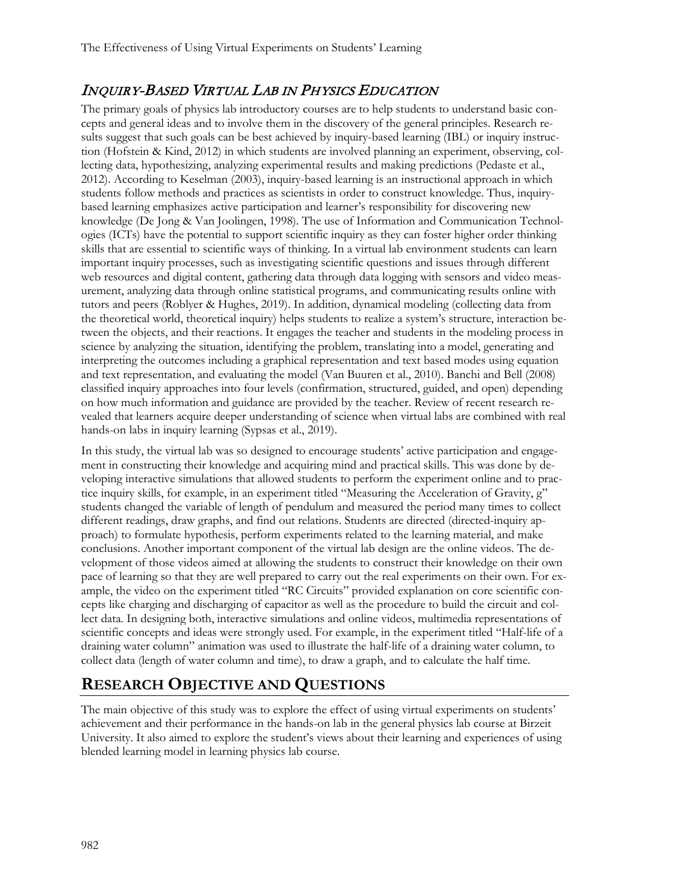## *Inquiry-Based Virtual Lab in Physics Education*

The primary goals of physics lab introductory courses are to help students to understand basic concepts and general ideas and to involve them in the discovery of the general principles. Research results suggest that such goals can be best achieved by inquiry-based learning (IBL) or inquiry instruction (Hofstein & Kind, 2012) in which students are involved planning an experiment, observing, collecting data, hypothesizing, analyzing experimental results and making predictions (Pedaste et al., 2012). According to Keselman (2003), inquiry-based learning is an instructional approach in which students follow methods and practices as scientists in order to construct knowledge. Thus, inquiry-based learning emphasizes active participation and learner's responsibility for discovering new knowledge (De Jong & Van Joolingen, 1998). The use of Information and Communication Technologies (ICTs) have the potential to support scientific inquiry as they can foster higher order thinking skills that are essential to scientific ways of thinking. In a virtual lab environment students can learn important inquiry processes, such as investigating scientific questions and issues through different web resources and digital content, gathering data through data logging with sensors and video measurement, analyzing data through online statistical programs, and communicating results online with tutors and peers (Roblyer & Hughes, 2019). In addition, dynamical modeling (collecting data from the theoretical world, theoretical inquiry) helps students to realize a system's structure, interaction between the objects, and their reactions. It engages the teacher and students in the modeling process in science by analyzing the situation, identifying the problem, translating into a model, generating and interpreting the outcomes including a graphical representation and text based modes using equation and text representation, and evaluating the model (Van Buuren et al., 2010). Banchi and Bell (2008) classified inquiry approaches into four levels (confirmation, structured, guided, and open) depending on how much information and guidance are provided by the teacher. Review of recent research revealed that learners acquire deeper understanding of science when virtual labs are combined with real hands-on labs in inquiry learning (Sypsas et al., 2019).

In this study, the virtual lab was so designed to encourage students' active participation and engagement in constructing their knowledge and acquiring mind and practical skills. This was done by developing interactive simulations that allowed students to perform the experiment online and to practice inquiry skills, for example, in an experiment titled "Measuring the Acceleration of Gravity, g" students changed the variable of length of pendulum and measured the period many times to collect different readings, draw graphs, and find out relations. Students are directed (directed-inquiry approach) to formulate hypothesis, perform experiments related to the learning material, and make conclusions. Another important component of the virtual lab design are the online videos. The development of those videos aimed at allowing the students to construct their knowledge on their own pace of learning so that they are well prepared to carry out the real experiments on their own. For example, the video on the experiment titled "RC Circuits" provided explanation on core scientific concepts like charging and discharging of capacitor as well as the procedure to build the circuit and collect data. In designing both, interactive simulations and online videos, multimedia representations of scientific concepts and ideas were strongly used. For example, in the experiment titled "Half-life of a draining water column" animation was used to illustrate the half-life of a draining water column, to collect data (length of water column and time), to draw a graph, and to calculate the half time.

# Research Objective and Questions

The main objective of this study was to explore the effect of using virtual experiments on students' achievement and their performance in the hands-on lab in the general physics lab course at Birzeit University. It also aimed to explore the student's views about their learning and experiences of using blended learning model in learning physics lab course.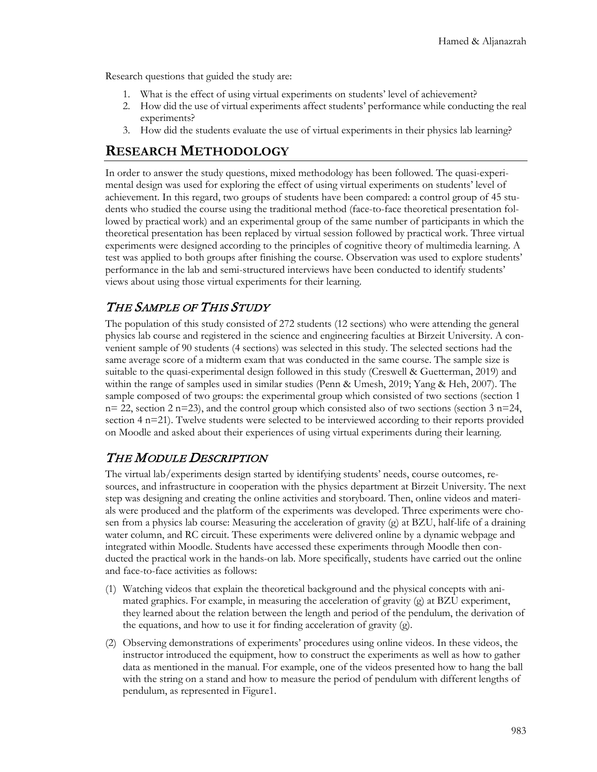Research questions that guided the study are:

1. What is the effect of using virtual experiments on students' level of achievement?
2. How did the use of virtual experiments affect students' performance while conducting the real experiments?
3. How did the students evaluate the use of virtual experiments in their physics lab learning?

# RESEARCH METHODOLOGY

In order to answer the study questions, mixed methodology has been followed. The quasi-experimental design was used for exploring the effect of using virtual experiments on students' level of achievement. In this regard, two groups of students have been compared: a control group of 45 students who studied the course using the traditional method (face-to-face theoretical presentation followed by practical work) and an experimental group of the same number of participants in which the theoretical presentation has been replaced by virtual session followed by practical work. Three virtual experiments were designed according to the principles of cognitive theory of multimedia learning. A test was applied to both groups after finishing the course. Observation was used to explore students' performance in the lab and semi-structured interviews have been conducted to identify students' views about using those virtual experiments for their learning.

## *THE SAMPLE OF THIS STUDY*

The population of this study consisted of 272 students (12 sections) who were attending the general physics lab course and registered in the science and engineering faculties at Birzeit University. A convenient sample of 90 students (4 sections) was selected in this study. The selected sections had the same average score of a midterm exam that was conducted in the same course. The sample size is suitable to the quasi-experimental design followed in this study (Creswell & Guetterman, 2019) and within the range of samples used in similar studies (Penn & Umesh, 2019; Yang & Heh, 2007). The sample composed of two groups: the experimental group which consisted of two sections (section 1 n= 22, section 2 n=23), and the control group which consisted also of two sections (section 3 n=24, section 4 n=21). Twelve students were selected to be interviewed according to their reports provided on Moodle and asked about their experiences of using virtual experiments during their learning.

## *THE MODULE DESCRIPTION*

The virtual lab/experiments design started by identifying students' needs, course outcomes, resources, and infrastructure in cooperation with the physics department at Birzeit University. The next step was designing and creating the online activities and storyboard. Then, online videos and materials were produced and the platform of the experiments was developed. Three experiments were chosen from a physics lab course: Measuring the acceleration of gravity (g) at BZU, half-life of a draining water column, and RC circuit. These experiments were delivered online by a dynamic webpage and integrated within Moodle. Students have accessed these experiments through Moodle then conducted the practical work in the hands-on lab. More specifically, students have carried out the online and face-to-face activities as follows:

(1) Watching videos that explain the theoretical background and the physical concepts with animated graphics. For example, in measuring the acceleration of gravity (g) at BZU experiment, they learned about the relation between the length and period of the pendulum, the derivation of the equations, and how to use it for finding acceleration of gravity (g).

(2) Observing demonstrations of experiments' procedures using online videos. In these videos, the instructor introduced the equipment, how to construct the experiments as well as how to gather data as mentioned in the manual. For example, one of the videos presented how to hang the ball with the string on a stand and how to measure the period of pendulum with different lengths of pendulum, as represented in Figure1.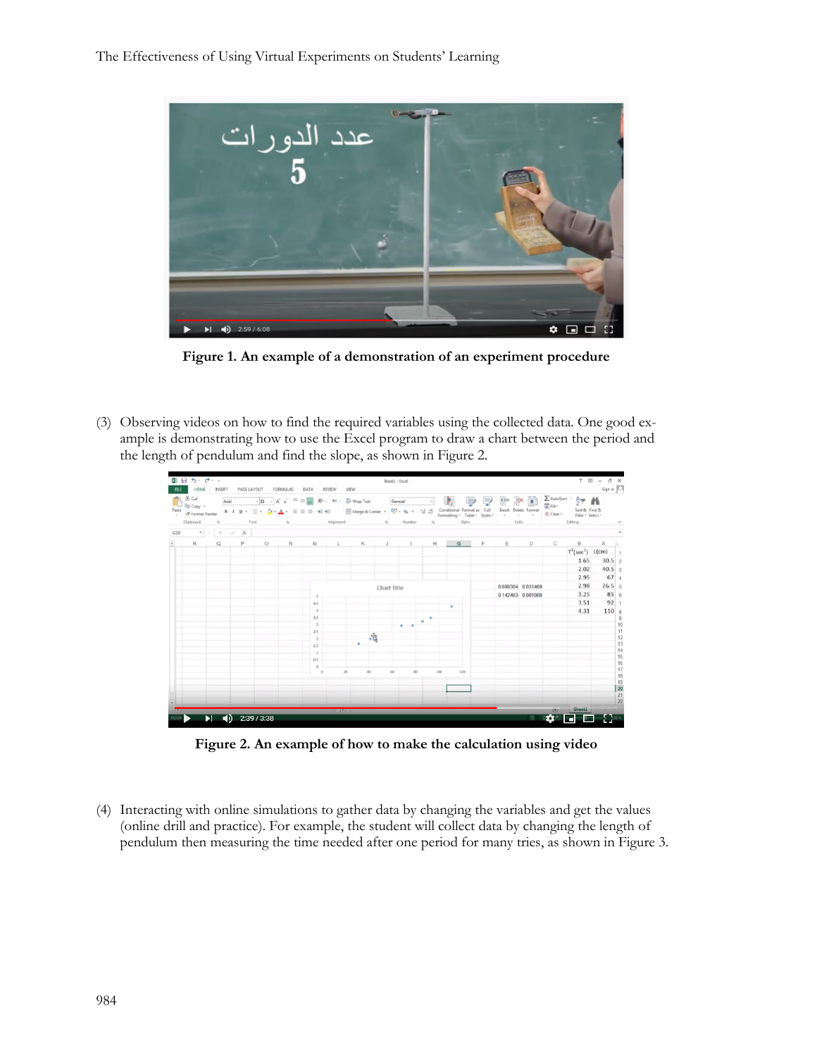**Figure 1. An example of a demonstration of an experiment procedure**

(3) Observing videos on how to find the required variables using the collected data. One good example is demonstrating how to use the Excel program to draw a chart between the period and the length of pendulum and find the slope, as shown in Figure 2.

**Figure 2. An example of how to make the calculation using video**

(4) Interacting with online simulations to gather data by changing the variables and get the values (online drill and practice). For example, the student will collect data by changing the length of pendulum then measuring the time needed after one period for many tries, as shown in Figure 3.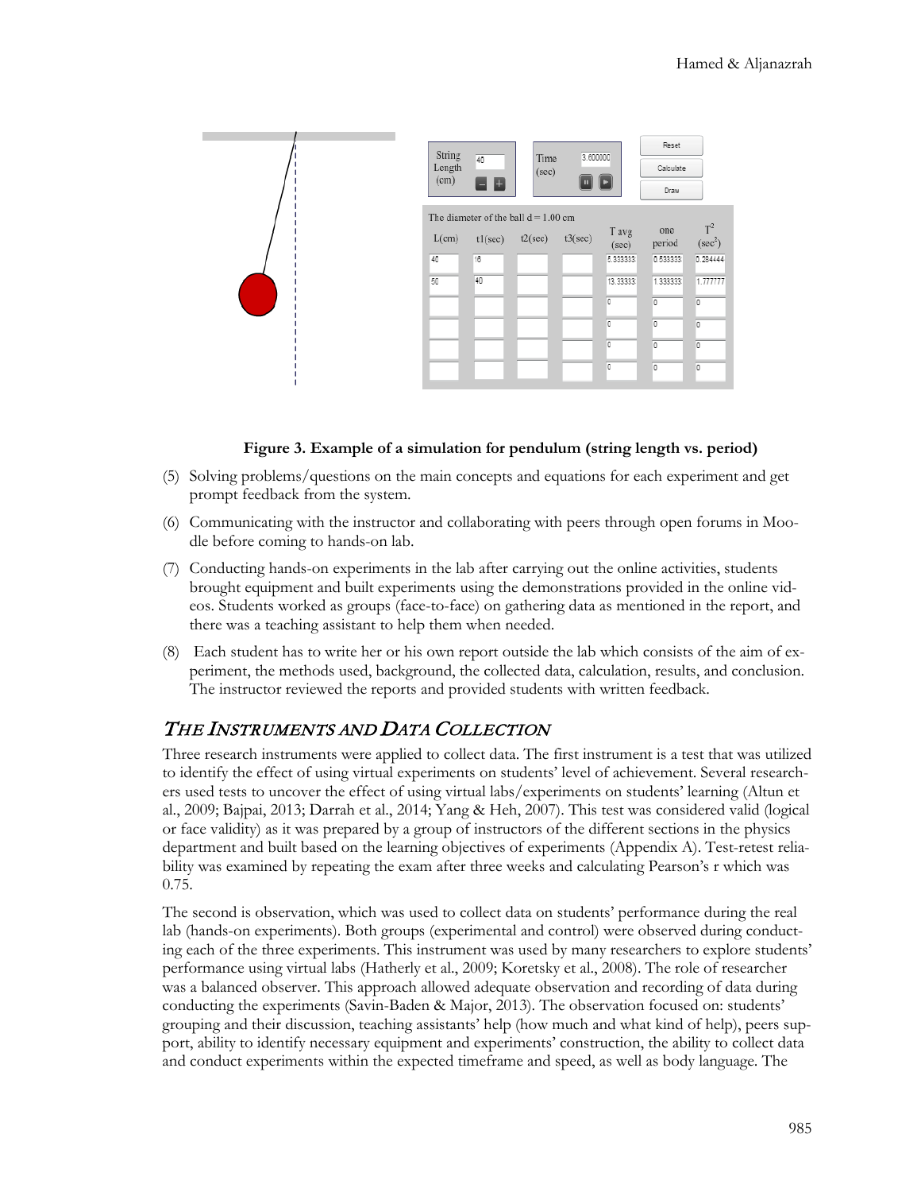**Figure 3. Example of a simulation for pendulum (string length vs. period)**

(5) Solving problems/questions on the main concepts and equations for each experiment and get prompt feedback from the system.

(6) Communicating with the instructor and collaborating with peers through open forums in Moodle before coming to hands-on lab.

(7) Conducting hands-on experiments in the lab after carrying out the online activities, students brought equipment and built experiments using the demonstrations provided in the online videos. Students worked as groups (face-to-face) on gathering data as mentioned in the report, and there was a teaching assistant to help them when needed.

(8) Each student has to write her or his own report outside the lab which consists of the aim of experiment, the methods used, background, the collected data, calculation, results, and conclusion. The instructor reviewed the reports and provided students with written feedback.

## *THE INSTRUMENTS AND DATA COLLECTION*

Three research instruments were applied to collect data. The first instrument is a test that was utilized to identify the effect of using virtual experiments on students' level of achievement. Several researchers used tests to uncover the effect of using virtual labs/experiments on students' learning (Altun et al., 2009; Bajpai, 2013; Darrah et al., 2014; Yang & Heh, 2007). This test was considered valid (logical or face validity) as it was prepared by a group of instructors of the different sections in the physics department and built based on the learning objectives of experiments (Appendix A). Test-retest reliability was examined by repeating the exam after three weeks and calculating Pearson's r which was 0.75.

The second is observation, which was used to collect data on students' performance during the real lab (hands-on experiments). Both groups (experimental and control) were observed during conducting each of the three experiments. This instrument was used by many researchers to explore students' performance using virtual labs (Hatherly et al., 2009; Koretsky et al., 2008). The role of researcher was a balanced observer. This approach allowed adequate observation and recording of data during conducting the experiments (Savin-Baden & Major, 2013). The observation focused on: students' grouping and their discussion, teaching assistants' help (how much and what kind of help), peers support, ability to identify necessary equipment and experiments' construction, the ability to collect data and conduct experiments within the expected timeframe and speed, as well as body language. The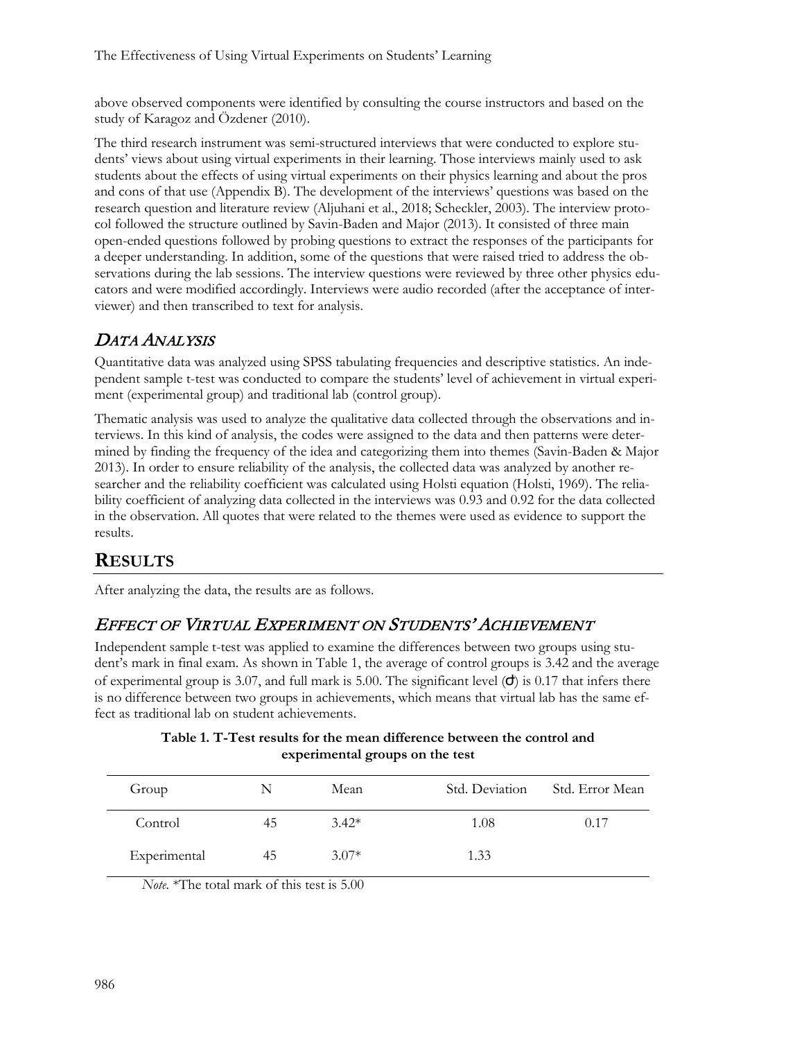above observed components were identified by consulting the course instructors and based on the study of Karagoz and Özdener (2010).

The third research instrument was semi-structured interviews that were conducted to explore students' views about using virtual experiments in their learning. Those interviews mainly used to ask students about the effects of using virtual experiments on their physics learning and about the pros and cons of that use (Appendix B). The development of the interviews' questions was based on the research question and literature review (Aljuhani et al., 2018; Scheckler, 2003). The interview protocol followed the structure outlined by Savin-Baden and Major (2013). It consisted of three main open-ended questions followed by probing questions to extract the responses of the participants for a deeper understanding. In addition, some of the questions that were raised tried to address the observations during the lab sessions. The interview questions were reviewed by three other physics educators and were modified accordingly. Interviews were audio recorded (after the acceptance of interviewer) and then transcribed to text for analysis.

## *Data Analysis*

Quantitative data was analyzed using SPSS tabulating frequencies and descriptive statistics. An independent sample t-test was conducted to compare the students' level of achievement in virtual experiment (experimental group) and traditional lab (control group).

Thematic analysis was used to analyze the qualitative data collected through the observations and interviews. In this kind of analysis, the codes were assigned to the data and then patterns were determined by finding the frequency of the idea and categorizing them into themes (Savin-Baden & Major 2013). In order to ensure reliability of the analysis, the collected data was analyzed by another researcher and the reliability coefficient was calculated using Holsti equation (Holsti, 1969). The reliability coefficient of analyzing data collected in the interviews was 0.93 and 0.92 for the data collected in the observation. All quotes that were related to the themes were used as evidence to support the results.

# **Results**

After analyzing the data, the results are as follows.

## *Effect of Virtual Experiment on Students' Achievement*

Independent sample t-test was applied to examine the differences between two groups using student's mark in final exam. As shown in Table 1, the average of control groups is 3.42 and the average of experimental group is 3.07, and full mark is 5.00. The significant level ($\alpha$) is 0.17 that infers there is no difference between two groups in achievements, which means that virtual lab has the same effect as traditional lab on student achievements.

**Table 1. T-Test results for the mean difference between the control and experimental groups on the test**

| Group | N | Mean | Std. Deviation | Std. Error Mean |
|---|---|---|---|---|
| Control | 45 | 3.42* | 1.08 | 0.17 |
| Experimental | 45 | 3.07* | 1.33 | |

*Note*. *The total mark of this test is 5.00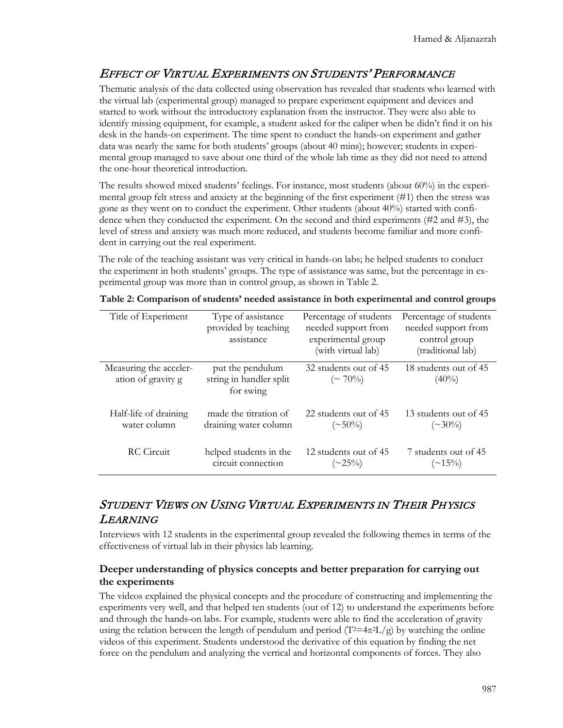## *Effect of Virtual Experiments on Students' Performance*

Thematic analysis of the data collected using observation has revealed that students who learned with the virtual lab (experimental group) managed to prepare experiment equipment and devices and started to work without the introductory explanation from the instructor. They were also able to identify missing equipment, for example, a student asked for the caliper when he didn't find it on his desk in the hands-on experiment. The time spent to conduct the hands-on experiment and gather data was nearly the same for both students' groups (about 40 mins); however; students in experimental group managed to save about one third of the whole lab time as they did not need to attend the one-hour theoretical introduction.

The results showed mixed students' feelings. For instance, most students (about 60%) in the experimental group felt stress and anxiety at the beginning of the first experiment (#1) then the stress was gone as they went on to conduct the experiment. Other students (about 40%) started with confidence when they conducted the experiment. On the second and third experiments (#2 and #3), the level of stress and anxiety was much more reduced, and students become familiar and more confident in carrying out the real experiment.

The role of the teaching assistant was very critical in hands-on labs; he helped students to conduct the experiment in both students' groups. The type of assistance was same, but the percentage in experimental group was more than in control group, as shown in Table 2.

**Table 2: Comparison of students' needed assistance in both experimental and control groups**

| Title of Experiment | Type of assistance provided by teaching assistance | Percentage of students needed support from experimental group (with virtual lab) | Percentage of students needed support from control group (traditional lab) |
|---|---|---|---|
| Measuring the acceleration of gravity g | put the pendulum string in handler split for swing | 32 students out of 45 (~ 70%) | 18 students out of 45 (40%) |
| Half-life of draining water column | made the titration of draining water column | 22 students out of 45 (~50%) | 13 students out of 45 (~30%) |
| RC Circuit | helped students in the circuit connection | 12 students out of 45 (~25%) | 7 students out of 45 (~15%) |

## *Student Views on Using Virtual Experiments in Their Physics Learning*

Interviews with 12 students in the experimental group revealed the following themes in terms of the effectiveness of virtual lab in their physics lab learning.

### Deeper understanding of physics concepts and better preparation for carrying out the experiments

The videos explained the physical concepts and the procedure of constructing and implementing the experiments very well, and that helped ten students (out of 12) to understand the experiments before and through the hands-on labs. For example, students were able to find the acceleration of gravity using the relation between the length of pendulum and period ($T^2=4\pi^2L/g$) by watching the online videos of this experiment. Students understood the derivative of this equation by finding the net force on the pendulum and analyzing the vertical and horizontal components of forces. They also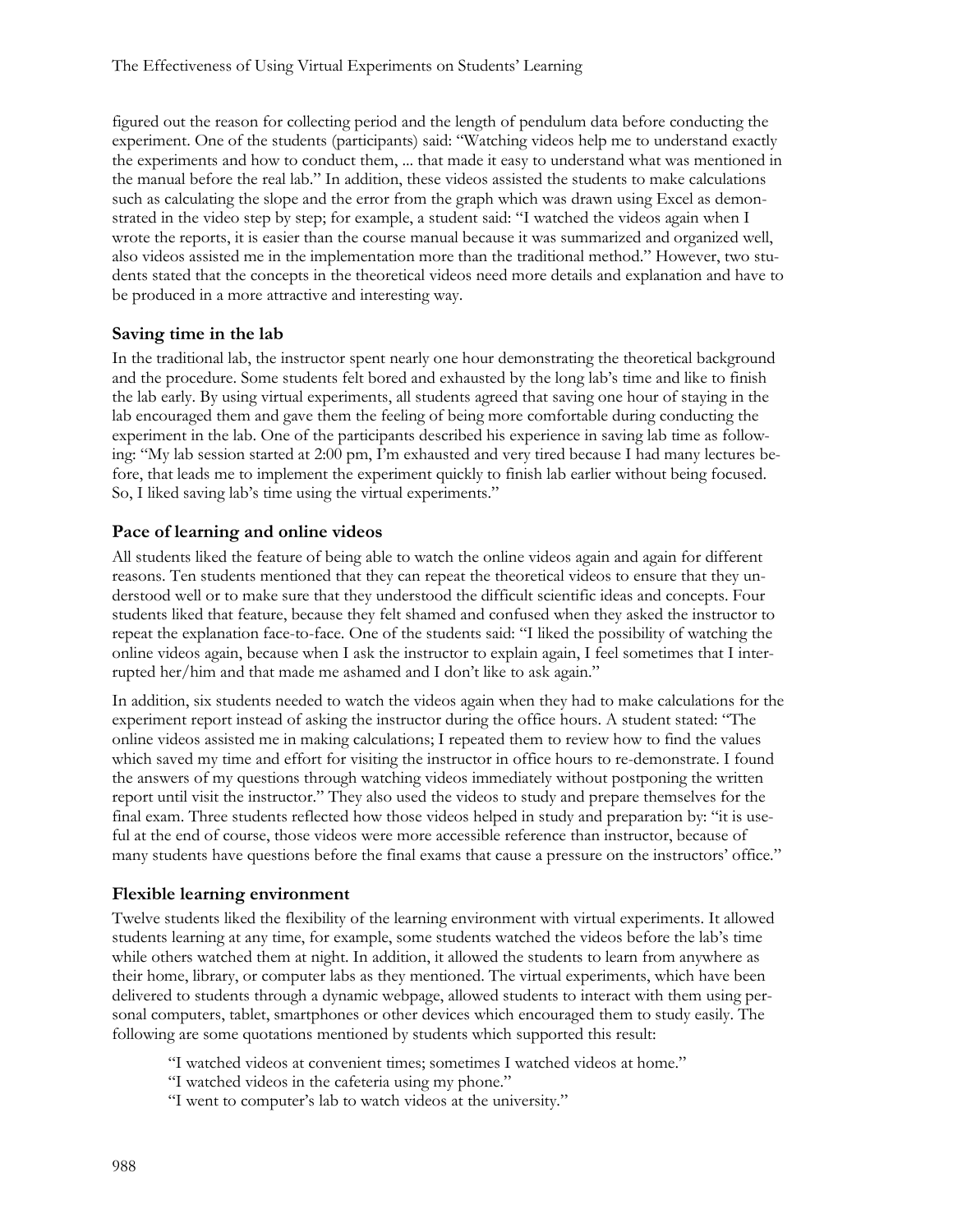figured out the reason for collecting period and the length of pendulum data before conducting the experiment. One of the students (participants) said: "Watching videos help me to understand exactly the experiments and how to conduct them, ... that made it easy to understand what was mentioned in the manual before the real lab." In addition, these videos assisted the students to make calculations such as calculating the slope and the error from the graph which was drawn using Excel as demonstrated in the video step by step; for example, a student said: "I watched the videos again when I wrote the reports, it is easier than the course manual because it was summarized and organized well, also videos assisted me in the implementation more than the traditional method." However, two students stated that the concepts in the theoretical videos need more details and explanation and have to be produced in a more attractive and interesting way.

### Saving time in the lab

In the traditional lab, the instructor spent nearly one hour demonstrating the theoretical background and the procedure. Some students felt bored and exhausted by the long lab's time and like to finish the lab early. By using virtual experiments, all students agreed that saving one hour of staying in the lab encouraged them and gave them the feeling of being more comfortable during conducting the experiment in the lab. One of the participants described his experience in saving lab time as following: "My lab session started at 2:00 pm, I'm exhausted and very tired because I had many lectures before, that leads me to implement the experiment quickly to finish lab earlier without being focused. So, I liked saving lab's time using the virtual experiments."

### Pace of learning and online videos

All students liked the feature of being able to watch the online videos again and again for different reasons. Ten students mentioned that they can repeat the theoretical videos to ensure that they understood well or to make sure that they understood the difficult scientific ideas and concepts. Four students liked that feature, because they felt shamed and confused when they asked the instructor to repeat the explanation face-to-face. One of the students said: "I liked the possibility of watching the online videos again, because when I ask the instructor to explain again, I feel sometimes that I interrupted her/him and that made me ashamed and I don't like to ask again."

In addition, six students needed to watch the videos again when they had to make calculations for the experiment report instead of asking the instructor during the office hours. A student stated: "The online videos assisted me in making calculations; I repeated them to review how to find the values which saved my time and effort for visiting the instructor in office hours to re-demonstrate. I found the answers of my questions through watching videos immediately without postponing the written report until visit the instructor." They also used the videos to study and prepare themselves for the final exam. Three students reflected how those videos helped in study and preparation by: "it is useful at the end of course, those videos were more accessible reference than instructor, because of many students have questions before the final exams that cause a pressure on the instructors' office."

### Flexible learning environment

Twelve students liked the flexibility of the learning environment with virtual experiments. It allowed students learning at any time, for example, some students watched the videos before the lab's time while others watched them at night. In addition, it allowed the students to learn from anywhere as their home, library, or computer labs as they mentioned. The virtual experiments, which have been delivered to students through a dynamic webpage, allowed students to interact with them using personal computers, tablet, smartphones or other devices which encouraged them to study easily. The following are some quotations mentioned by students which supported this result:

> "I watched videos at convenient times; sometimes I watched videos at home."
> "I watched videos in the cafeteria using my phone."
> "I went to computer's lab to watch videos at the university."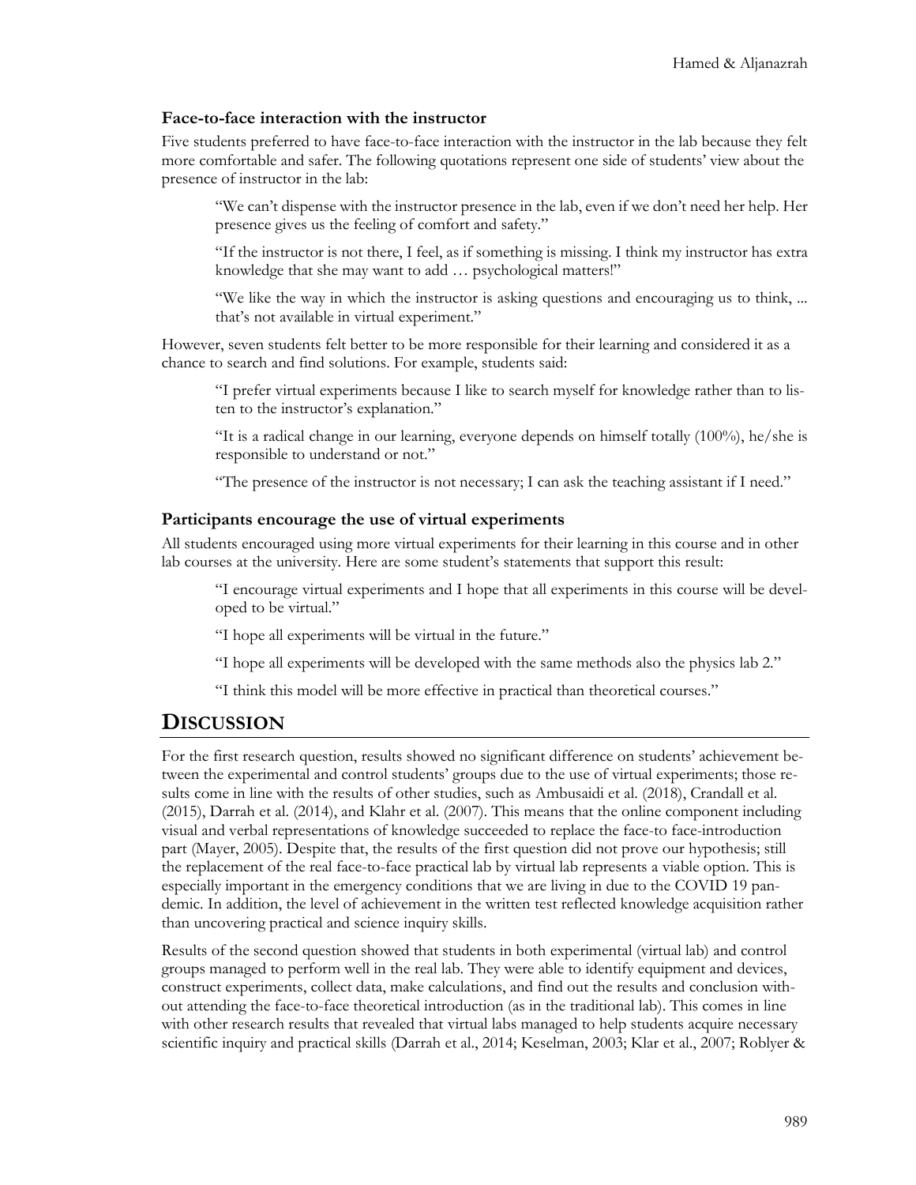### Face-to-face interaction with the instructor

Five students preferred to have face-to-face interaction with the instructor in the lab because they felt more comfortable and safer. The following quotations represent one side of students' view about the presence of instructor in the lab:

> "We can't dispense with the instructor presence in the lab, even if we don't need her help. Her presence gives us the feeling of comfort and safety."

> "If the instructor is not there, I feel, as if something is missing. I think my instructor has extra knowledge that she may want to add … psychological matters!"

> "We like the way in which the instructor is asking questions and encouraging us to think, ... that's not available in virtual experiment."

However, seven students felt better to be more responsible for their learning and considered it as a chance to search and find solutions. For example, students said:

> "I prefer virtual experiments because I like to search myself for knowledge rather than to listen to the instructor's explanation."

> "It is a radical change in our learning, everyone depends on himself totally (100%), he/she is responsible to understand or not."

> "The presence of the instructor is not necessary; I can ask the teaching assistant if I need."

### Participants encourage the use of virtual experiments

All students encouraged using more virtual experiments for their learning in this course and in other lab courses at the university. Here are some student's statements that support this result:

> "I encourage virtual experiments and I hope that all experiments in this course will be developed to be virtual."

> "I hope all experiments will be virtual in the future."

> "I hope all experiments will be developed with the same methods also the physics lab 2."

> "I think this model will be more effective in practical than theoretical courses."

## DISCUSSION

For the first research question, results showed no significant difference on students' achievement between the experimental and control students' groups due to the use of virtual experiments; those results come in line with the results of other studies, such as Ambusaidi et al. (2018), Crandall et al. (2015), Darrah et al. (2014), and Klahr et al. (2007). This means that the online component including visual and verbal representations of knowledge succeeded to replace the face-to face-introduction part (Mayer, 2005). Despite that, the results of the first question did not prove our hypothesis; still the replacement of the real face-to-face practical lab by virtual lab represents a viable option. This is especially important in the emergency conditions that we are living in due to the COVID 19 pandemic. In addition, the level of achievement in the written test reflected knowledge acquisition rather than uncovering practical and science inquiry skills.

Results of the second question showed that students in both experimental (virtual lab) and control groups managed to perform well in the real lab. They were able to identify equipment and devices, construct experiments, collect data, make calculations, and find out the results and conclusion without attending the face-to-face theoretical introduction (as in the traditional lab). This comes in line with other research results that revealed that virtual labs managed to help students acquire necessary scientific inquiry and practical skills (Darrah et al., 2014; Keselman, 2003; Klar et al., 2007; Roblyer &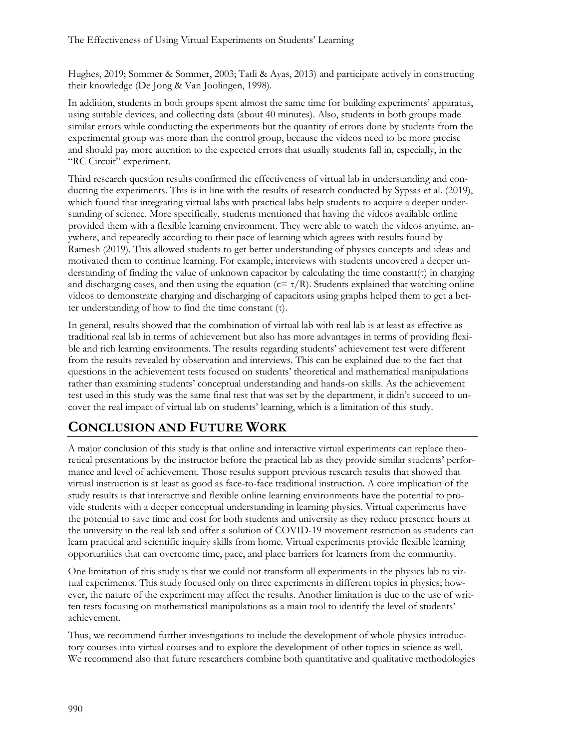Hughes, 2019; Sommer & Sommer, 2003; Tatli & Ayas, 2013) and participate actively in constructing their knowledge (De Jong & Van Joolingen, 1998).

In addition, students in both groups spent almost the same time for building experiments' apparatus, using suitable devices, and collecting data (about 40 minutes). Also, students in both groups made similar errors while conducting the experiments but the quantity of errors done by students from the experimental group was more than the control group, because the videos need to be more precise and should pay more attention to the expected errors that usually students fall in, especially, in the "RC Circuit" experiment.

Third research question results confirmed the effectiveness of virtual lab in understanding and conducting the experiments. This is in line with the results of research conducted by Sypsas et al. (2019), which found that integrating virtual labs with practical labs help students to acquire a deeper understanding of science. More specifically, students mentioned that having the videos available online provided them with a flexible learning environment. They were able to watch the videos anytime, anywhere, and repeatedly according to their pace of learning which agrees with results found by Ramesh (2019). This allowed students to get better understanding of physics concepts and ideas and motivated them to continue learning. For example, interviews with students uncovered a deeper understanding of finding the value of unknown capacitor by calculating the time constant($\tau$) in charging and discharging cases, and then using the equation ($c= \tau/R$). Students explained that watching online videos to demonstrate charging and discharging of capacitors using graphs helped them to get a better understanding of how to find the time constant ($\tau$).

In general, results showed that the combination of virtual lab with real lab is at least as effective as traditional real lab in terms of achievement but also has more advantages in terms of providing flexible and rich learning environments. The results regarding students' achievement test were different from the results revealed by observation and interviews. This can be explained due to the fact that questions in the achievement tests focused on students' theoretical and mathematical manipulations rather than examining students' conceptual understanding and hands-on skills. As the achievement test used in this study was the same final test that was set by the department, it didn't succeed to uncover the real impact of virtual lab on students' learning, which is a limitation of this study.

## CONCLUSION AND FUTURE WORK

A major conclusion of this study is that online and interactive virtual experiments can replace theoretical presentations by the instructor before the practical lab as they provide similar students' performance and level of achievement. Those results support previous research results that showed that virtual instruction is at least as good as face-to-face traditional instruction. A core implication of the study results is that interactive and flexible online learning environments have the potential to provide students with a deeper conceptual understanding in learning physics. Virtual experiments have the potential to save time and cost for both students and university as they reduce presence hours at the university in the real lab and offer a solution of COVID-19 movement restriction as students can learn practical and scientific inquiry skills from home. Virtual experiments provide flexible learning opportunities that can overcome time, pace, and place barriers for learners from the community.

One limitation of this study is that we could not transform all experiments in the physics lab to virtual experiments. This study focused only on three experiments in different topics in physics; however, the nature of the experiment may affect the results. Another limitation is due to the use of written tests focusing on mathematical manipulations as a main tool to identify the level of students' achievement.

Thus, we recommend further investigations to include the development of whole physics introductory courses into virtual courses and to explore the development of other topics in science as well. We recommend also that future researchers combine both quantitative and qualitative methodologies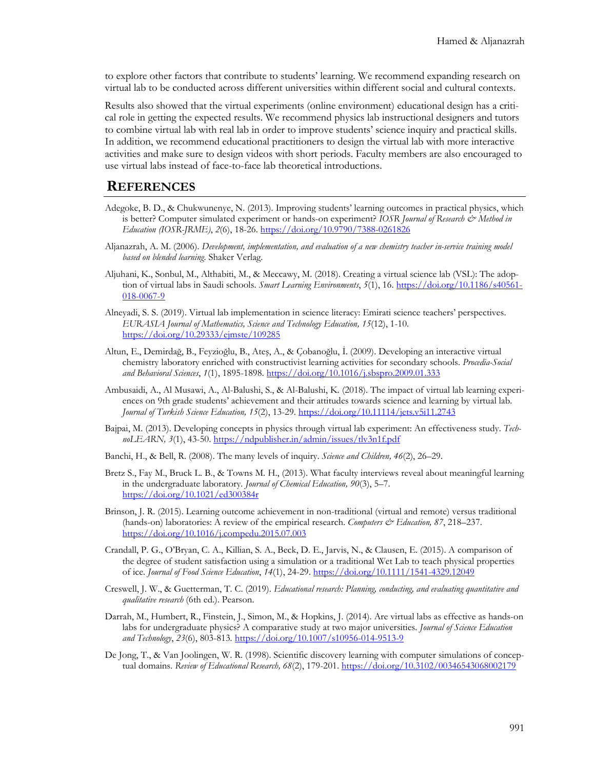to explore other factors that contribute to students' learning. We recommend expanding research on virtual lab to be conducted across different universities within different social and cultural contexts.

Results also showed that the virtual experiments (online environment) educational design has a critical role in getting the expected results. We recommend physics lab instructional designers and tutors to combine virtual lab with real lab in order to improve students' science inquiry and practical skills. In addition, we recommend educational practitioners to design the virtual lab with more interactive activities and make sure to design videos with short periods. Faculty members are also encouraged to use virtual labs instead of face-to-face lab theoretical introductions.

## REFERENCES

Adegoke, B. D., & Chukwunenye, N. (2013). Improving students' learning outcomes in practical physics, which is better? Computer simulated experiment or hands-on experiment? *IOSR Journal of Research & Method in Education (IOSR-JRME)*, *2*(6), 18-26. https://doi.org/10.9790/7388-0261826

Aljanazrah, A. M. (2006). *Development, implementation, and evaluation of a new chemistry teacher in-service training model based on blended learning*. Shaker Verlag.

Aljuhani, K., Sonbul, M., Althabiti, M., & Meccawy, M. (2018). Creating a virtual science lab (VSL): The adoption of virtual labs in Saudi schools. *Smart Learning Environments*, *5*(1), 16. https://doi.org/10.1186/s40561-018-0067-9

Alneyadi, S. S. (2019). Virtual lab implementation in science literacy: Emirati science teachers' perspectives. *EURASIA Journal of Mathematics, Science and Technology Education, 15*(12), 1-10. https://doi.org/10.29333/ejmste/109285

Altun, E., Demirdağ, B., Feyzioğlu, B., Ateş, A., & Çobanoğlu, İ. (2009). Developing an interactive virtual chemistry laboratory enriched with constructivist learning activities for secondary schools. *Procedia-Social and Behavioral Sciences*, *1*(1), 1895-1898. https://doi.org/10.1016/j.sbspro.2009.01.333

Ambusaidi, A., Al Musawi, A., Al-Balushi, S., & Al-Balushi, K. (2018). The impact of virtual lab learning experiences on 9th grade students' achievement and their attitudes towards science and learning by virtual lab. *Journal of Turkish Science Education, 15*(2), 13-29. https://doi.org/10.11114/jets.v5i11.2743

Bajpai, M. (2013). Developing concepts in physics through virtual lab experiment: An effectiveness study. *TechnoLEARN, 3*(1), 43-50. https://ndpublisher.in/admin/issues/tlv3n1f.pdf

Banchi, H., & Bell, R. (2008). The many levels of inquiry. *Science and Children, 46*(2), 26–29.

Bretz S., Fay M., Bruck L. B., & Towns M. H., (2013). What faculty interviews reveal about meaningful learning in the undergraduate laboratory. *Journal of Chemical Education, 90*(3), 5–7. https://doi.org/10.1021/ed300384r

Brinson, J. R. (2015). Learning outcome achievement in non-traditional (virtual and remote) versus traditional (hands-on) laboratories: A review of the empirical research. *Computers & Education, 87*, 218–237. https://doi.org/10.1016/j.compedu.2015.07.003

Crandall, P. G., O'Bryan, C. A., Killian, S. A., Beck, D. E., Jarvis, N., & Clausen, E. (2015). A comparison of the degree of student satisfaction using a simulation or a traditional Wet Lab to teach physical properties of ice. *Journal of Food Science Education*, *14*(1), 24-29. https://doi.org/10.1111/1541-4329.12049

Creswell, J. W., & Guetterman, T. C. (2019). *Educational research: Planning, conducting, and evaluating quantitative and qualitative research* (6th ed.). Pearson.

Darrah, M., Humbert, R., Finstein, J., Simon, M., & Hopkins, J. (2014). Are virtual labs as effective as hands-on labs for undergraduate physics? A comparative study at two major universities. *Journal of Science Education and Technology*, *23*(6), 803-813. https://doi.org/10.1007/s10956-014-9513-9

De Jong, T., & Van Joolingen, W. R. (1998). Scientific discovery learning with computer simulations of conceptual domains. *Review of Educational Research, 68*(2), 179-201. https://doi.org/10.3102/00346543068002179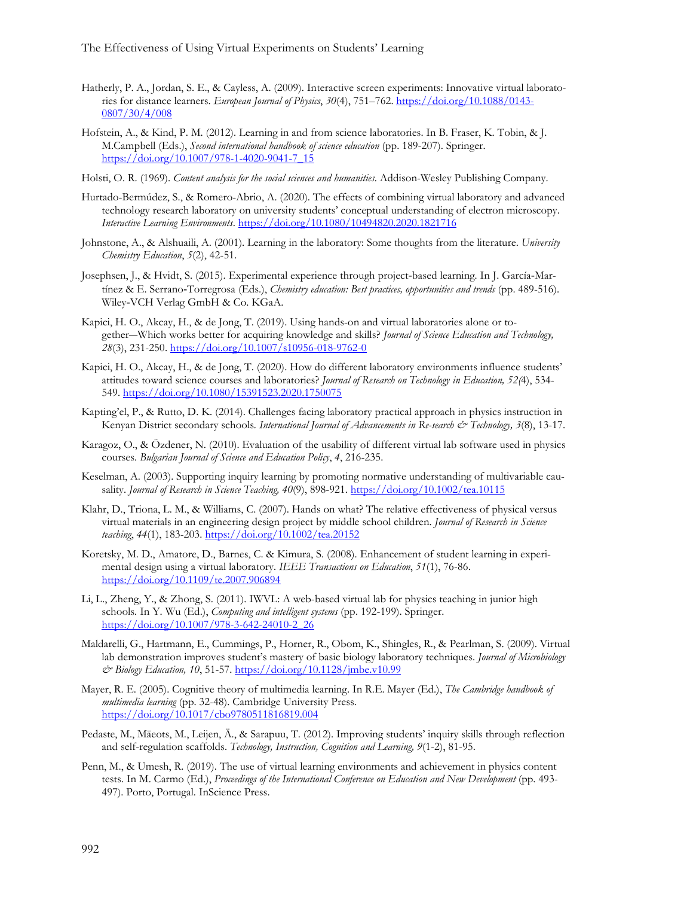Hatherly, P. A., Jordan, S. E., & Cayless, A. (2009). Interactive screen experiments: Innovative virtual laboratories for distance learners. *European Journal of Physics*, *30*(4), 751–762. https://doi.org/10.1088/0143-0807/30/4/008

Hofstein, A., & Kind, P. M. (2012). Learning in and from science laboratories. In B. Fraser, K. Tobin, & J. M.Campbell (Eds.), *Second international handbook of science education* (pp. 189-207). Springer. https://doi.org/10.1007/978-1-4020-9041-7_15

Holsti, O. R. (1969). *Content analysis for the social sciences and humanities*. Addison-Wesley Publishing Company.

Hurtado-Bermúdez, S., & Romero-Abrio, A. (2020). The effects of combining virtual laboratory and advanced technology research laboratory on university students' conceptual understanding of electron microscopy. *Interactive Learning Environments*. https://doi.org/10.1080/10494820.2020.1821716

Johnstone, A., & Alshuaili, A. (2001). Learning in the laboratory: Some thoughts from the literature. *University Chemistry Education*, *5*(2), 42-51.

Josephsen, J., & Hvidt, S. (2015). Experimental experience through project-based learning. In J. García-Martínez & E. Serrano-Torregrosa (Eds.), *Chemistry education: Best practices, opportunities and trends* (pp. 489-516). Wiley-VCH Verlag GmbH & Co. KGaA.

Kapici, H. O., Akcay, H., & de Jong, T. (2019). Using hands-on and virtual laboratories alone or together—Which works better for acquiring knowledge and skills? *Journal of Science Education and Technology, 28*(3), 231-250. https://doi.org/10.1007/s10956-018-9762-0

Kapici, H. O., Akcay, H., & de Jong, T. (2020). How do different laboratory environments influence students' attitudes toward science courses and laboratories? *Journal of Research on Technology in Education, 52(*4), 534-549. https://doi.org/10.1080/15391523.2020.1750075

Kapting'el, P., & Rutto, D. K. (2014). Challenges facing laboratory practical approach in physics instruction in Kenyan District secondary schools. *International Journal of Advancements in Re-search & Technology, 3*(8), 13-17.

Karagoz, O., & Özdener, N. (2010). Evaluation of the usability of different virtual lab software used in physics courses. *Bulgarian Journal of Science and Education Policy*, *4*, 216-235.

Keselman, A. (2003). Supporting inquiry learning by promoting normative understanding of multivariable causality. *Journal of Research in Science Teaching, 40*(9), 898-921. https://doi.org/10.1002/tea.10115

Klahr, D., Triona, L. M., & Williams, C. (2007). Hands on what? The relative effectiveness of physical versus virtual materials in an engineering design project by middle school children. *Journal of Research in Science teaching*, *44*(1), 183-203. https://doi.org/10.1002/tea.20152

Koretsky, M. D., Amatore, D., Barnes, C. & Kimura, S. (2008). Enhancement of student learning in experimental design using a virtual laboratory. *IEEE Transactions on Education*, *51*(1), 76-86. https://doi.org/10.1109/te.2007.906894

Li, L., Zheng, Y., & Zhong, S. (2011). IWVL: A web-based virtual lab for physics teaching in junior high schools. In Y. Wu (Ed.), *Computing and intelligent systems* (pp. 192-199). Springer. https://doi.org/10.1007/978-3-642-24010-2_26

Maldarelli, G., Hartmann, E., Cummings, P., Horner, R., Obom, K., Shingles, R., & Pearlman, S. (2009). Virtual lab demonstration improves student's mastery of basic biology laboratory techniques. *Journal of Microbiology & Biology Education, 10*, 51-57. https://doi.org/10.1128/jmbe.v10.99

Mayer, R. E. (2005). Cognitive theory of multimedia learning. In R.E. Mayer (Ed.), *The Cambridge handbook of multimedia learning* (pp. 32-48). Cambridge University Press. https://doi.org/10.1017/cbo9780511816819.004

Pedaste, M., Mäeots, M., Leijen, Ä., & Sarapuu, T. (2012). Improving students' inquiry skills through reflection and self-regulation scaffolds. *Technology, Instruction, Cognition and Learning, 9*(1-2), 81-95.

Penn, M., & Umesh, R. (2019). The use of virtual learning environments and achievement in physics content tests. In M. Carmo (Ed.), *Proceedings of the International Conference on Education and New Development* (pp. 493-497). Porto, Portugal. InScience Press.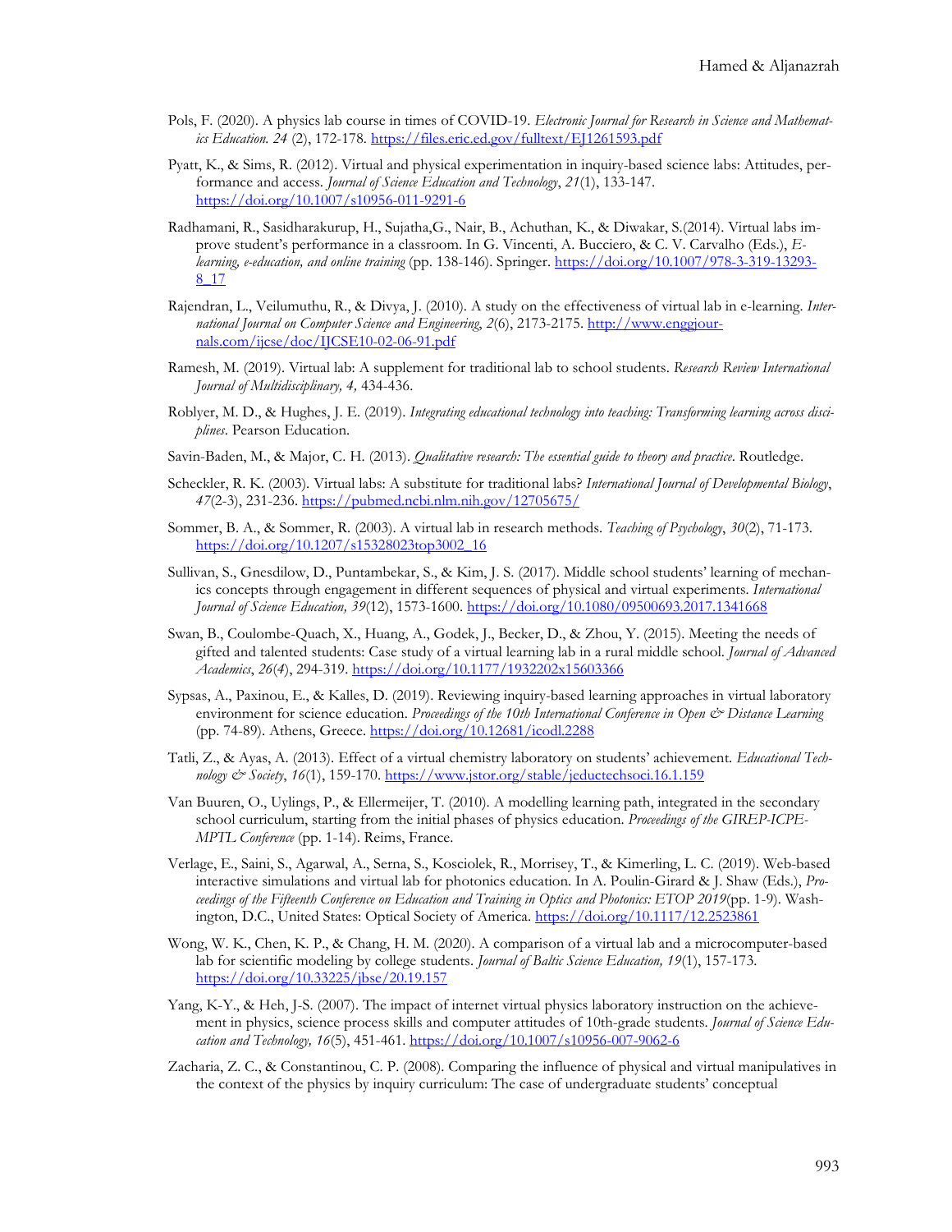Pols, F. (2020). A physics lab course in times of COVID-19. *Electronic Journal for Research in Science and Mathematics Education. 24* (2), 172-178. https://files.eric.ed.gov/fulltext/EJ1261593.pdf

Pyatt, K., & Sims, R. (2012). Virtual and physical experimentation in inquiry-based science labs: Attitudes, performance and access. *Journal of Science Education and Technology*, *21*(1), 133-147. https://doi.org/10.1007/s10956-011-9291-6

Radhamani, R., Sasidharakurup, H., Sujatha,G., Nair, B., Achuthan, K., & Diwakar, S.(2014). Virtual labs improve student's performance in a classroom. In G. Vincenti, A. Bucciero, & C. V. Carvalho (Eds.), *E-learning, e-education, and online training* (pp. 138-146). Springer. https://doi.org/10.1007/978-3-319-13293-8_17

Rajendran, L., Veilumuthu, R., & Divya, J. (2010). A study on the effectiveness of virtual lab in e-learning. *International Journal on Computer Science and Engineering*, *2*(6), 2173-2175. http://www.enggjournals.com/ijcse/doc/IJCSE10-02-06-91.pdf

Ramesh, M. (2019). Virtual lab: A supplement for traditional lab to school students. *Research Review International Journal of Multidisciplinary, 4,* 434-436.

Roblyer, M. D., & Hughes, J. E. (2019). *Integrating educational technology into teaching: Transforming learning across disciplines*. Pearson Education.

Savin-Baden, M., & Major, C. H. (2013). *Qualitative research: The essential guide to theory and practice*. Routledge.

Scheckler, R. K. (2003). Virtual labs: A substitute for traditional labs? *International Journal of Developmental Biology*, *47*(2-3), 231-236. https://pubmed.ncbi.nlm.nih.gov/12705675/

Sommer, B. A., & Sommer, R. (2003). A virtual lab in research methods. *Teaching of Psychology*, *30*(2), 71-173. https://doi.org/10.1207/s15328023top3002_16

Sullivan, S., Gnesdilow, D., Puntambekar, S., & Kim, J. S. (2017). Middle school students' learning of mechanics concepts through engagement in different sequences of physical and virtual experiments. *International Journal of Science Education, 39*(12), 1573-1600. https://doi.org/10.1080/09500693.2017.1341668

Swan, B., Coulombe-Quach, X., Huang, A., Godek, J., Becker, D., & Zhou, Y. (2015). Meeting the needs of gifted and talented students: Case study of a virtual learning lab in a rural middle school. *Journal of Advanced Academics*, *26*(*4*), 294-319. https://doi.org/10.1177/1932202x15603366

Sypsas, A., Paxinou, E., & Kalles, D. (2019). Reviewing inquiry-based learning approaches in virtual laboratory environment for science education. *Proceedings of the 10th International Conference in Open & Distance Learning* (pp. 74-89). Athens, Greece. https://doi.org/10.12681/icodl.2288

Tatli, Z., & Ayas, A. (2013). Effect of a virtual chemistry laboratory on students' achievement. *Educational Technology & Society*, *16*(1), 159-170. https://www.jstor.org/stable/jeductechsoci.16.1.159

Van Buuren, O., Uylings, P., & Ellermeijer, T. (2010). A modelling learning path, integrated in the secondary school curriculum, starting from the initial phases of physics education. *Proceedings of the GIREP-ICPE-MPTL Conference* (pp. 1-14). Reims, France.

Verlage, E., Saini, S., Agarwal, A., Serna, S., Kosciolek, R., Morrisey, T., & Kimerling, L. C. (2019). Web-based interactive simulations and virtual lab for photonics education. In A. Poulin-Girard & J. Shaw (Eds.), *Proceedings of the Fifteenth Conference on Education and Training in Optics and Photonics: ETOP 2019*(pp. 1-9). Washington, D.C., United States: Optical Society of America. https://doi.org/10.1117/12.2523861

Wong, W. K., Chen, K. P., & Chang, H. M. (2020). A comparison of a virtual lab and a microcomputer-based lab for scientific modeling by college students. *Journal of Baltic Science Education, 19*(1), 157-173. https://doi.org/10.33225/jbse/20.19.157

Yang, K-Y., & Heh, J-S. (2007). The impact of internet virtual physics laboratory instruction on the achievement in physics, science process skills and computer attitudes of 10th-grade students. *Journal of Science Education and Technology, 16*(5), 451-461. https://doi.org/10.1007/s10956-007-9062-6

Zacharia, Z. C., & Constantinou, C. P. (2008). Comparing the influence of physical and virtual manipulatives in the context of the physics by inquiry curriculum: The case of undergraduate students' conceptual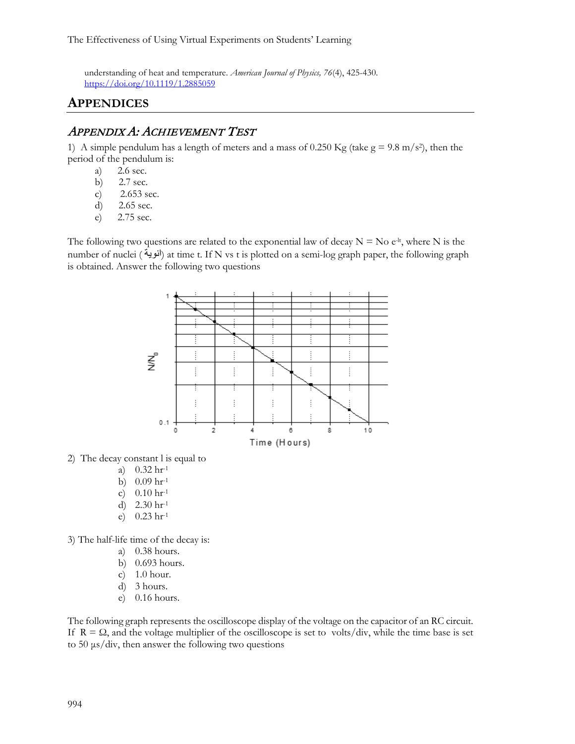understanding of heat and temperature. *American Journal of Physics, 76*(4), 425-430. https://doi.org/10.1119/1.2885059

## APPENDICES

### APPENDIX A: ACHIEVEMENT TEST

1) A simple pendulum has a length of meters and a mass of 0.250 Kg (take g = 9.8 m/s$^2$), then the period of the pendulum is:

   a) 2.6 sec.
   b) 2.7 sec.
   c) 2.653 sec.
   d) 2.65 sec.
   e) 2.75 sec.

The following two questions are related to the exponential law of decay N = No e$^{-lt}$, where N is the number of nuclei (انوية) at time t. If N vs t is plotted on a semi-log graph paper, the following graph is obtained. Answer the following two questions

2) The decay constant l is equal to

   a) 0.32 hr$^{-1}$
   b) 0.09 hr$^{-1}$
   c) 0.10 hr$^{-1}$
   d) 2.30 hr$^{-1}$
   e) 0.23 hr$^{-1}$

3) The half-life time of the decay is:

   a) 0.38 hours.
   b) 0.693 hours.
   c) 1.0 hour.
   d) 3 hours.
   e) 0.16 hours.

The following graph represents the oscilloscope display of the voltage on the capacitor of an RC circuit. If R = Ω, and the voltage multiplier of the oscilloscope is set to volts/div, while the time base is set to 50 μs/div, then answer the following two questions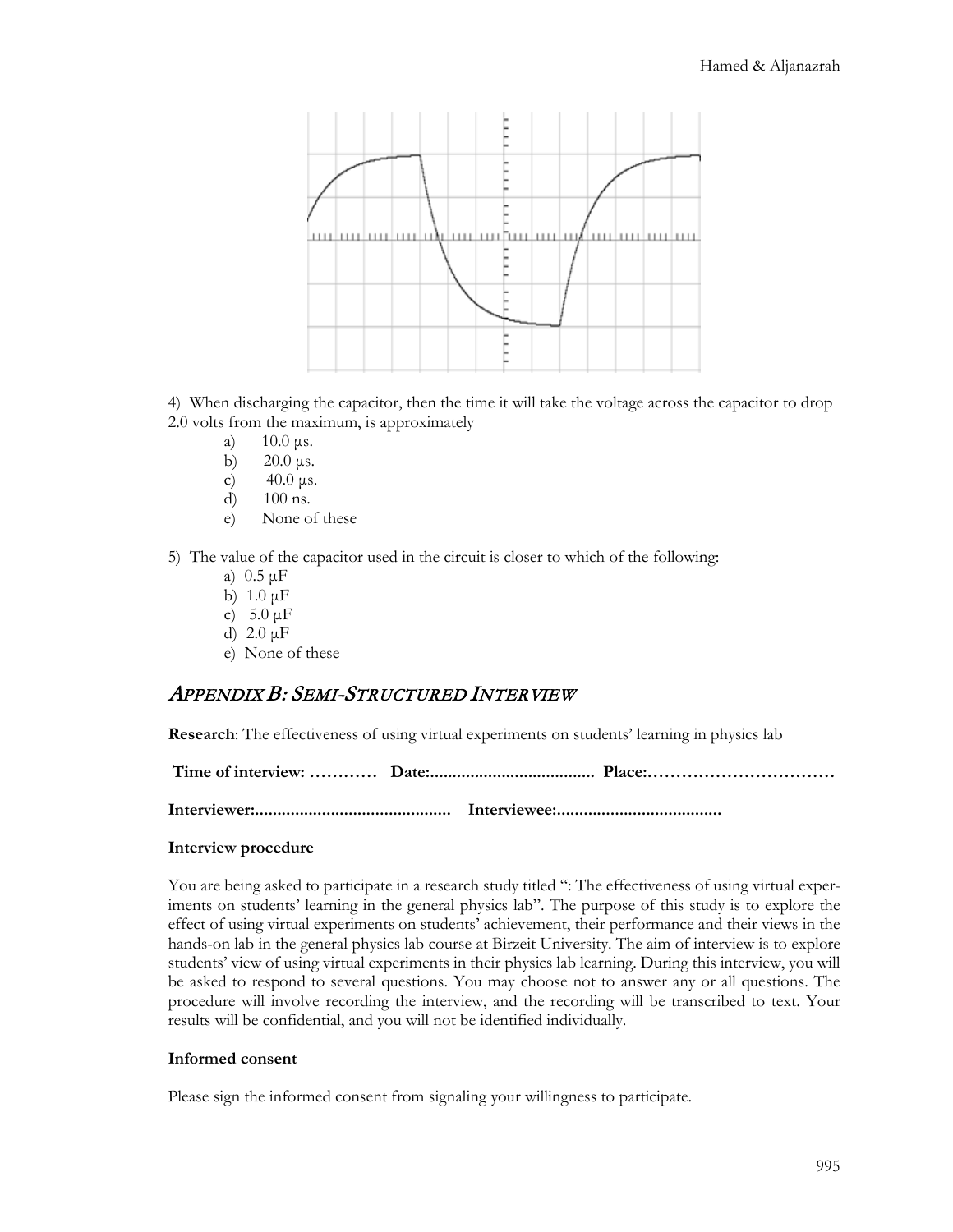4) When discharging the capacitor, then the time it will take the voltage across the capacitor to drop 2.0 volts from the maximum, is approximately

a) 10.0 μs.
b) 20.0 μs.
c) 40.0 μs.
d) 100 ns.
e) None of these

5) The value of the capacitor used in the circuit is closer to which of the following:

a) 0.5 μF
b) 1.0 μF
c) 5.0 μF
d) 2.0 μF
e) None of these

## *Appendix B: Semi-Structured Interview*

**Research**: The effectiveness of using virtual experiments on students' learning in physics lab

**Time of interview: ………… Date:..................................... Place:……………………………**

**Interviewer:........................................... Interviewee:....................................**

### Interview procedure

You are being asked to participate in a research study titled ": The effectiveness of using virtual experiments on students' learning in the general physics lab". The purpose of this study is to explore the effect of using virtual experiments on students' achievement, their performance and their views in the hands-on lab in the general physics lab course at Birzeit University. The aim of interview is to explore students' view of using virtual experiments in their physics lab learning. During this interview, you will be asked to respond to several questions. You may choose not to answer any or all questions. The procedure will involve recording the interview, and the recording will be transcribed to text. Your results will be confidential, and you will not be identified individually.

### Informed consent

Please sign the informed consent from signaling your willingness to participate.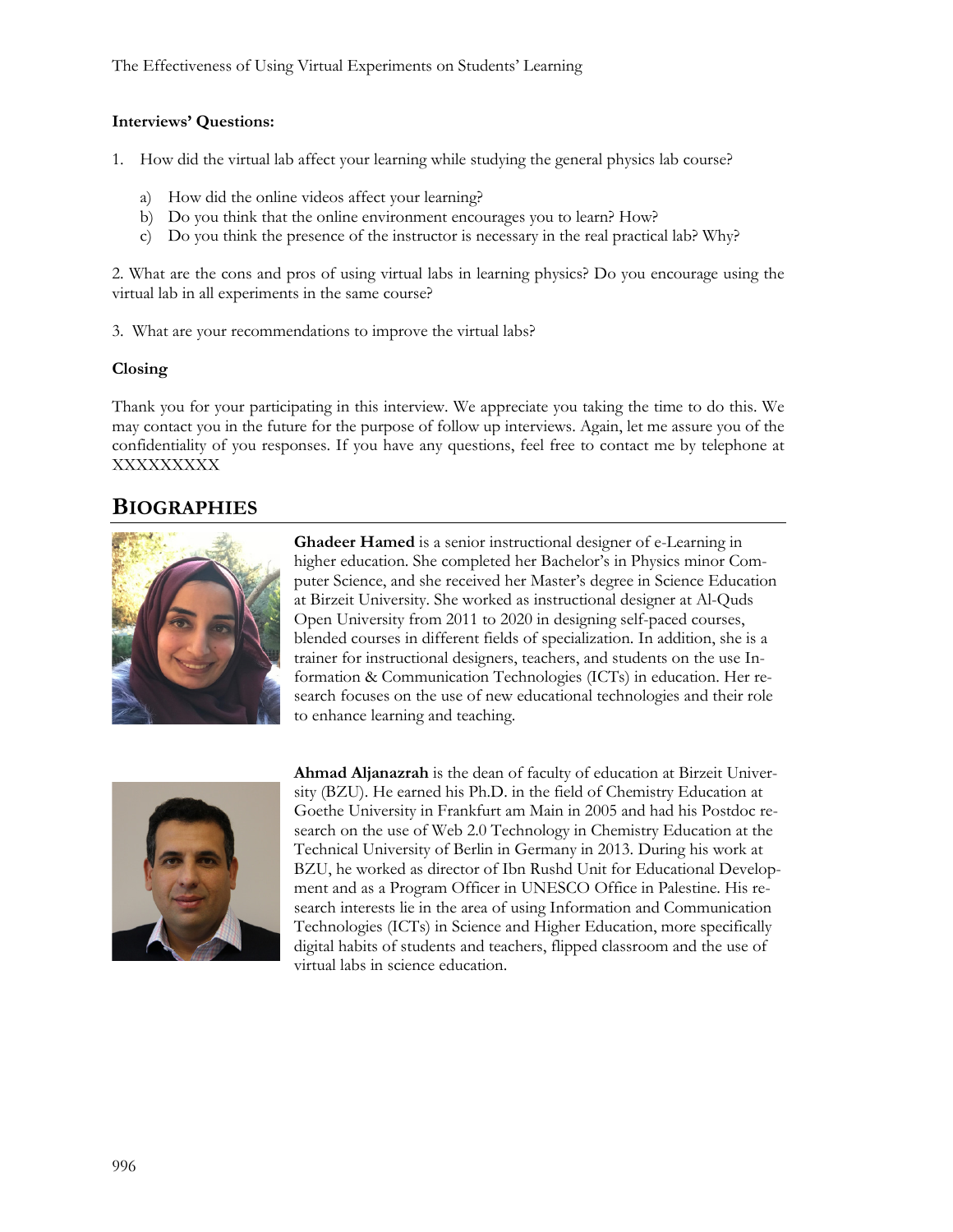**Interviews' Questions:**

1. How did the virtual lab affect your learning while studying the general physics lab course?
   a) How did the online videos affect your learning?
   b) Do you think that the online environment encourages you to learn? How?
   c) Do you think the presence of the instructor is necessary in the real practical lab? Why?

2. What are the cons and pros of using virtual labs in learning physics? Do you encourage using the virtual lab in all experiments in the same course?

3. What are your recommendations to improve the virtual labs?

**Closing**

Thank you for your participating in this interview. We appreciate you taking the time to do this. We may contact you in the future for the purpose of follow up interviews. Again, let me assure you of the confidentiality of you responses. If you have any questions, feel free to contact me by telephone at XXXXXXXXX

## BIOGRAPHIES

**Ghadeer Hamed** is a senior instructional designer of e-Learning in higher education. She completed her Bachelor's in Physics minor Computer Science, and she received her Master's degree in Science Education at Birzeit University. She worked as instructional designer at Al-Quds Open University from 2011 to 2020 in designing self-paced courses, blended courses in different fields of specialization. In addition, she is a trainer for instructional designers, teachers, and students on the use Information & Communication Technologies (ICTs) in education. Her research focuses on the use of new educational technologies and their role to enhance learning and teaching.

**Ahmad Aljanazrah** is the dean of faculty of education at Birzeit University (BZU). He earned his Ph.D. in the field of Chemistry Education at Goethe University in Frankfurt am Main in 2005 and had his Postdoc research on the use of Web 2.0 Technology in Chemistry Education at the Technical University of Berlin in Germany in 2013. During his work at BZU, he worked as director of Ibn Rushd Unit for Educational Development and as a Program Officer in UNESCO Office in Palestine. His research interests lie in the area of using Information and Communication Technologies (ICTs) in Science and Higher Education, more specifically digital habits of students and teachers, flipped classroom and the use of virtual labs in science education.